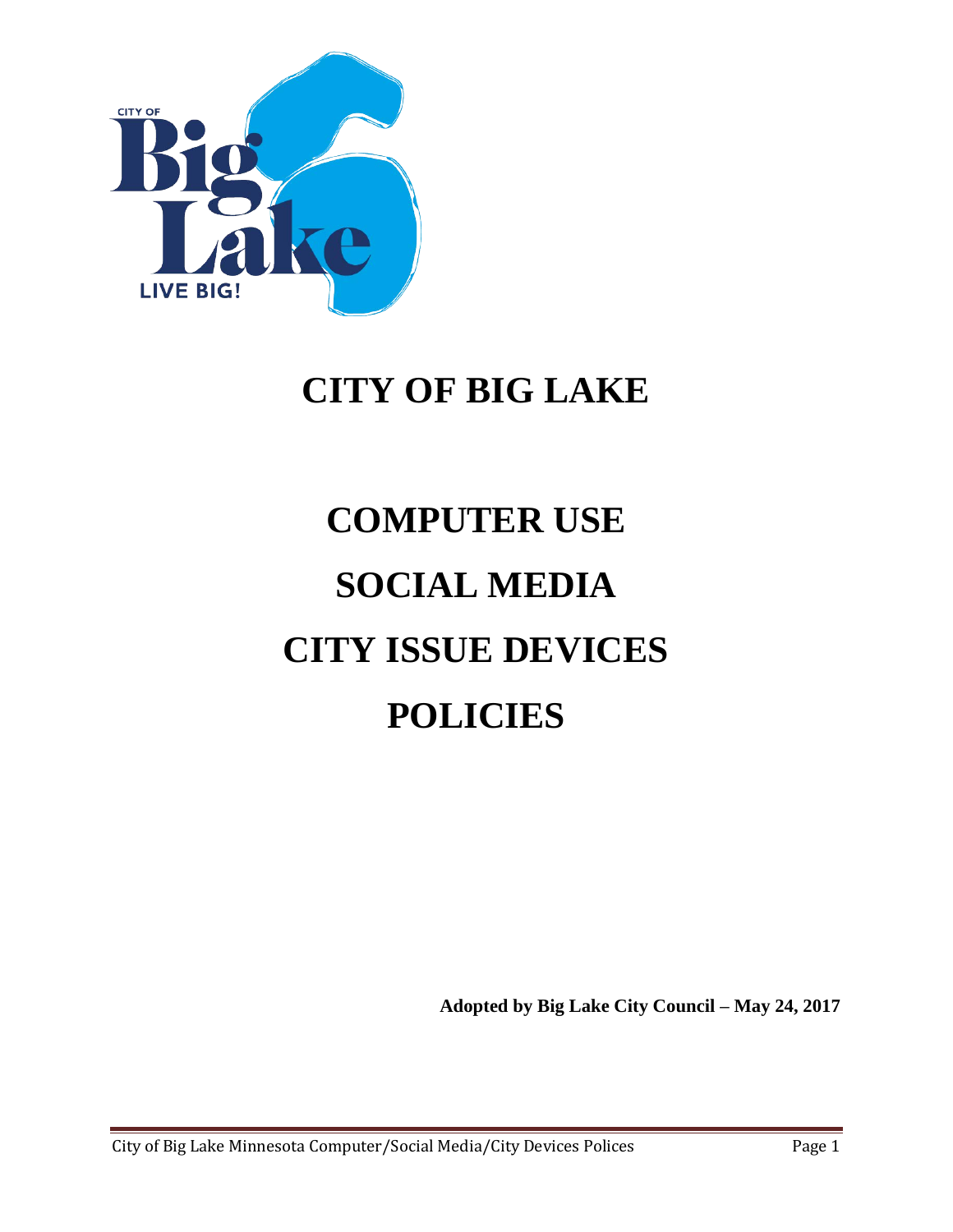# CITY OF BIG LAKE

# COMPUTER USE

# SOCIAL MEDIA

# CITY ISSUE DEVICES

# POLICIES

**Adopted by Big Lake City Council – May 24, 2017**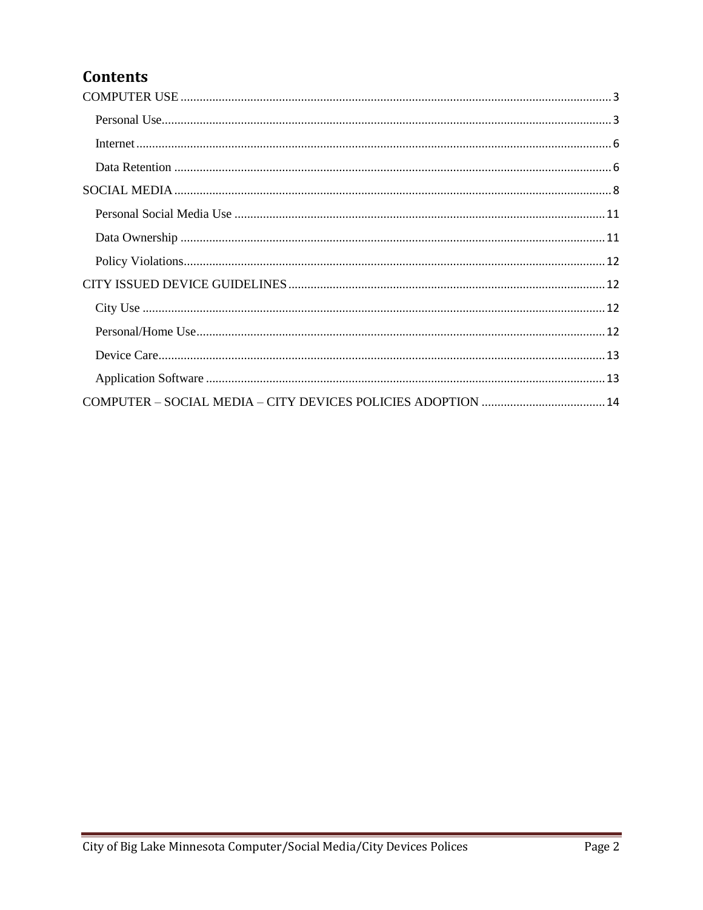## Contents

- COMPUTER USE ........ 3
  - Personal Use ........ 3
  - Internet ........ 6
  - Data Retention ........ 6
- SOCIAL MEDIA ........ 8
  - Personal Social Media Use ........ 11
  - Data Ownership ........ 11
  - Policy Violations ........ 12
- CITY ISSUED DEVICE GUIDELINES ........ 12
  - City Use ........ 12
  - Personal/Home Use ........ 12
  - Device Care ........ 13
  - Application Software ........ 13
- COMPUTER – SOCIAL MEDIA – CITY DEVICES POLICIES ADOPTION ........ 14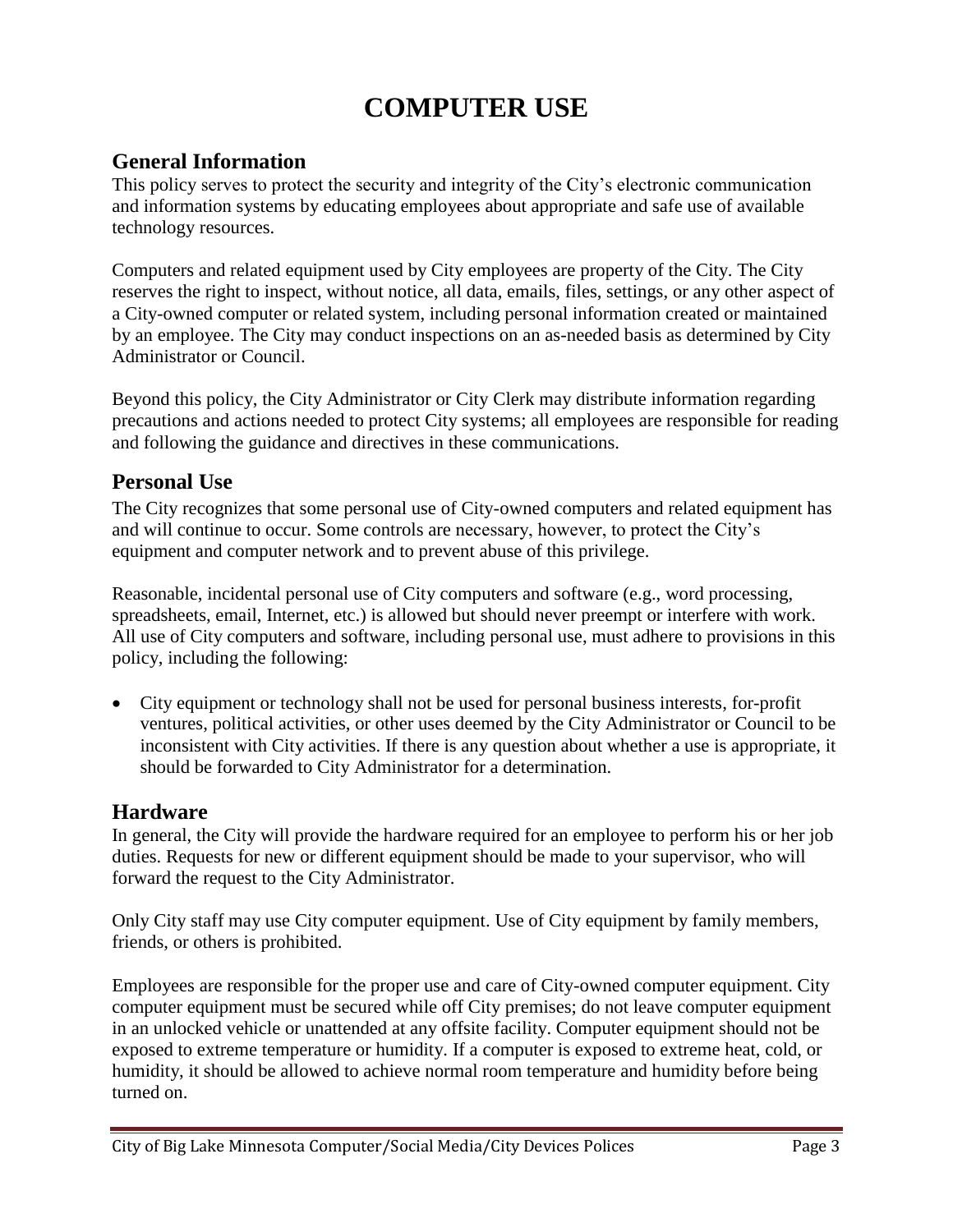# COMPUTER USE

## General Information

This policy serves to protect the security and integrity of the City's electronic communication and information systems by educating employees about appropriate and safe use of available technology resources.

Computers and related equipment used by City employees are property of the City. The City reserves the right to inspect, without notice, all data, emails, files, settings, or any other aspect of a City-owned computer or related system, including personal information created or maintained by an employee. The City may conduct inspections on an as-needed basis as determined by City Administrator or Council.

Beyond this policy, the City Administrator or City Clerk may distribute information regarding precautions and actions needed to protect City systems; all employees are responsible for reading and following the guidance and directives in these communications.

## Personal Use

The City recognizes that some personal use of City-owned computers and related equipment has and will continue to occur. Some controls are necessary, however, to protect the City's equipment and computer network and to prevent abuse of this privilege.

Reasonable, incidental personal use of City computers and software (e.g., word processing, spreadsheets, email, Internet, etc.) is allowed but should never preempt or interfere with work. All use of City computers and software, including personal use, must adhere to provisions in this policy, including the following:

- City equipment or technology shall not be used for personal business interests, for-profit ventures, political activities, or other uses deemed by the City Administrator or Council to be inconsistent with City activities. If there is any question about whether a use is appropriate, it should be forwarded to City Administrator for a determination.

## Hardware

In general, the City will provide the hardware required for an employee to perform his or her job duties. Requests for new or different equipment should be made to your supervisor, who will forward the request to the City Administrator.

Only City staff may use City computer equipment. Use of City equipment by family members, friends, or others is prohibited.

Employees are responsible for the proper use and care of City-owned computer equipment. City computer equipment must be secured while off City premises; do not leave computer equipment in an unlocked vehicle or unattended at any offsite facility. Computer equipment should not be exposed to extreme temperature or humidity. If a computer is exposed to extreme heat, cold, or humidity, it should be allowed to achieve normal room temperature and humidity before being turned on.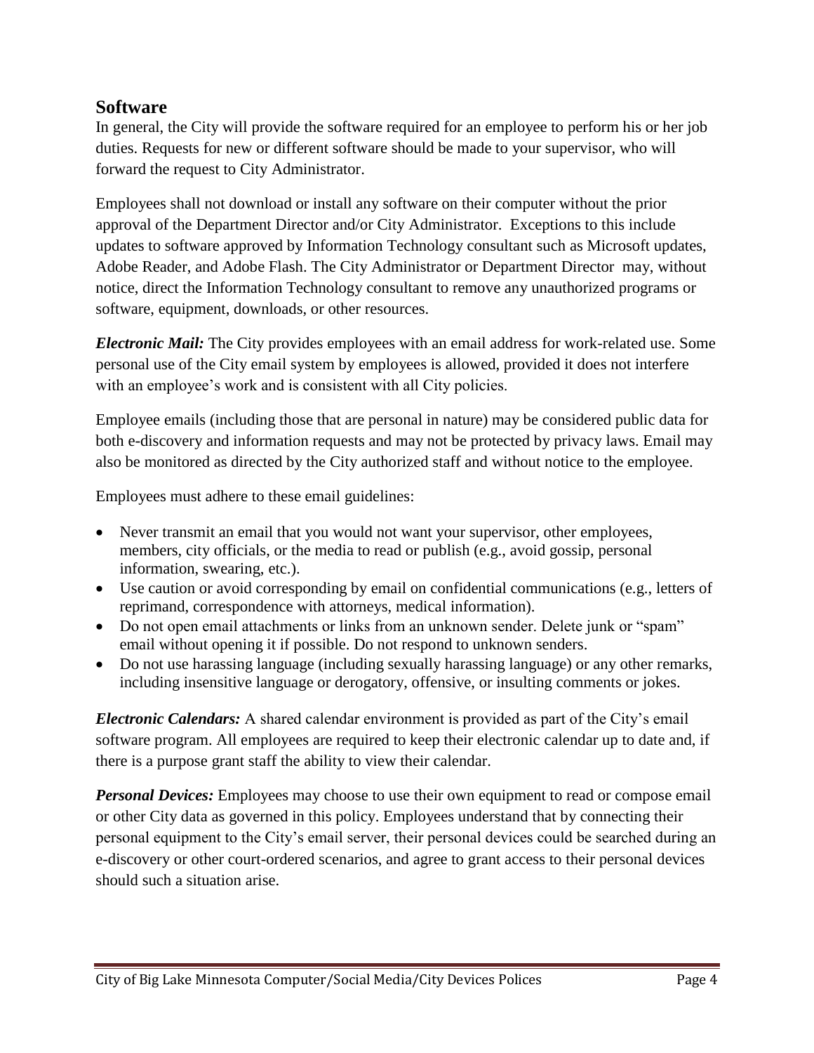## Software

In general, the City will provide the software required for an employee to perform his or her job duties. Requests for new or different software should be made to your supervisor, who will forward the request to City Administrator.

Employees shall not download or install any software on their computer without the prior approval of the Department Director and/or City Administrator. Exceptions to this include updates to software approved by Information Technology consultant such as Microsoft updates, Adobe Reader, and Adobe Flash. The City Administrator or Department Director may, without notice, direct the Information Technology consultant to remove any unauthorized programs or software, equipment, downloads, or other resources.

***Electronic Mail:*** The City provides employees with an email address for work-related use. Some personal use of the City email system by employees is allowed, provided it does not interfere with an employee's work and is consistent with all City policies.

Employee emails (including those that are personal in nature) may be considered public data for both e-discovery and information requests and may not be protected by privacy laws. Email may also be monitored as directed by the City authorized staff and without notice to the employee.

Employees must adhere to these email guidelines:

- Never transmit an email that you would not want your supervisor, other employees, members, city officials, or the media to read or publish (e.g., avoid gossip, personal information, swearing, etc.).
- Use caution or avoid corresponding by email on confidential communications (e.g., letters of reprimand, correspondence with attorneys, medical information).
- Do not open email attachments or links from an unknown sender. Delete junk or "spam" email without opening it if possible. Do not respond to unknown senders.
- Do not use harassing language (including sexually harassing language) or any other remarks, including insensitive language or derogatory, offensive, or insulting comments or jokes.

***Electronic Calendars:*** A shared calendar environment is provided as part of the City's email software program. All employees are required to keep their electronic calendar up to date and, if there is a purpose grant staff the ability to view their calendar.

***Personal Devices:*** Employees may choose to use their own equipment to read or compose email or other City data as governed in this policy. Employees understand that by connecting their personal equipment to the City's email server, their personal devices could be searched during an e-discovery or other court-ordered scenarios, and agree to grant access to their personal devices should such a situation arise.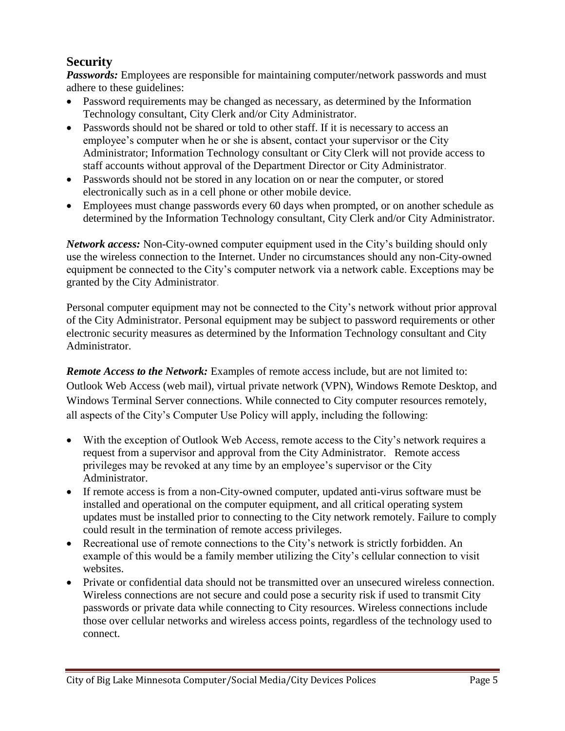## Security

***Passwords:*** Employees are responsible for maintaining computer/network passwords and must adhere to these guidelines:

- Password requirements may be changed as necessary, as determined by the Information Technology consultant, City Clerk and/or City Administrator.
- Passwords should not be shared or told to other staff. If it is necessary to access an employee's computer when he or she is absent, contact your supervisor or the City Administrator; Information Technology consultant or City Clerk will not provide access to staff accounts without approval of the Department Director or City Administrator.
- Passwords should not be stored in any location on or near the computer, or stored electronically such as in a cell phone or other mobile device.
- Employees must change passwords every 60 days when prompted, or on another schedule as determined by the Information Technology consultant, City Clerk and/or City Administrator.

***Network access:*** Non-City-owned computer equipment used in the City's building should only use the wireless connection to the Internet. Under no circumstances should any non-City-owned equipment be connected to the City's computer network via a network cable. Exceptions may be granted by the City Administrator.

Personal computer equipment may not be connected to the City's network without prior approval of the City Administrator. Personal equipment may be subject to password requirements or other electronic security measures as determined by the Information Technology consultant and City Administrator.

***Remote Access to the Network:*** Examples of remote access include, but are not limited to: Outlook Web Access (web mail), virtual private network (VPN), Windows Remote Desktop, and Windows Terminal Server connections. While connected to City computer resources remotely, all aspects of the City's Computer Use Policy will apply, including the following:

- With the exception of Outlook Web Access, remote access to the City's network requires a request from a supervisor and approval from the City Administrator. Remote access privileges may be revoked at any time by an employee's supervisor or the City Administrator.
- If remote access is from a non-City-owned computer, updated anti-virus software must be installed and operational on the computer equipment, and all critical operating system updates must be installed prior to connecting to the City network remotely. Failure to comply could result in the termination of remote access privileges.
- Recreational use of remote connections to the City's network is strictly forbidden. An example of this would be a family member utilizing the City's cellular connection to visit websites.
- Private or confidential data should not be transmitted over an unsecured wireless connection. Wireless connections are not secure and could pose a security risk if used to transmit City passwords or private data while connecting to City resources. Wireless connections include those over cellular networks and wireless access points, regardless of the technology used to connect.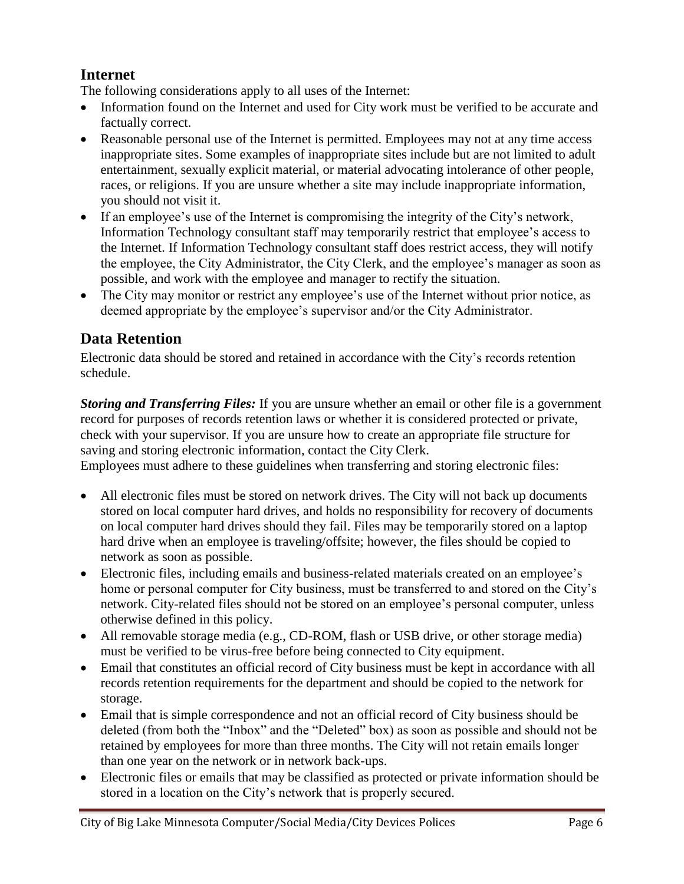## Internet

The following considerations apply to all uses of the Internet:

- Information found on the Internet and used for City work must be verified to be accurate and factually correct.
- Reasonable personal use of the Internet is permitted. Employees may not at any time access inappropriate sites. Some examples of inappropriate sites include but are not limited to adult entertainment, sexually explicit material, or material advocating intolerance of other people, races, or religions. If you are unsure whether a site may include inappropriate information, you should not visit it.
- If an employee's use of the Internet is compromising the integrity of the City's network, Information Technology consultant staff may temporarily restrict that employee's access to the Internet. If Information Technology consultant staff does restrict access, they will notify the employee, the City Administrator, the City Clerk, and the employee's manager as soon as possible, and work with the employee and manager to rectify the situation.
- The City may monitor or restrict any employee's use of the Internet without prior notice, as deemed appropriate by the employee's supervisor and/or the City Administrator.

## Data Retention

Electronic data should be stored and retained in accordance with the City's records retention schedule.

***Storing and Transferring Files:*** If you are unsure whether an email or other file is a government record for purposes of records retention laws or whether it is considered protected or private, check with your supervisor. If you are unsure how to create an appropriate file structure for saving and storing electronic information, contact the City Clerk.
Employees must adhere to these guidelines when transferring and storing electronic files:

- All electronic files must be stored on network drives. The City will not back up documents stored on local computer hard drives, and holds no responsibility for recovery of documents on local computer hard drives should they fail. Files may be temporarily stored on a laptop hard drive when an employee is traveling/offsite; however, the files should be copied to network as soon as possible.
- Electronic files, including emails and business-related materials created on an employee's home or personal computer for City business, must be transferred to and stored on the City's network. City-related files should not be stored on an employee's personal computer, unless otherwise defined in this policy.
- All removable storage media (e.g., CD-ROM, flash or USB drive, or other storage media) must be verified to be virus-free before being connected to City equipment.
- Email that constitutes an official record of City business must be kept in accordance with all records retention requirements for the department and should be copied to the network for storage.
- Email that is simple correspondence and not an official record of City business should be deleted (from both the "Inbox" and the "Deleted" box) as soon as possible and should not be retained by employees for more than three months. The City will not retain emails longer than one year on the network or in network back-ups.
- Electronic files or emails that may be classified as protected or private information should be stored in a location on the City's network that is properly secured.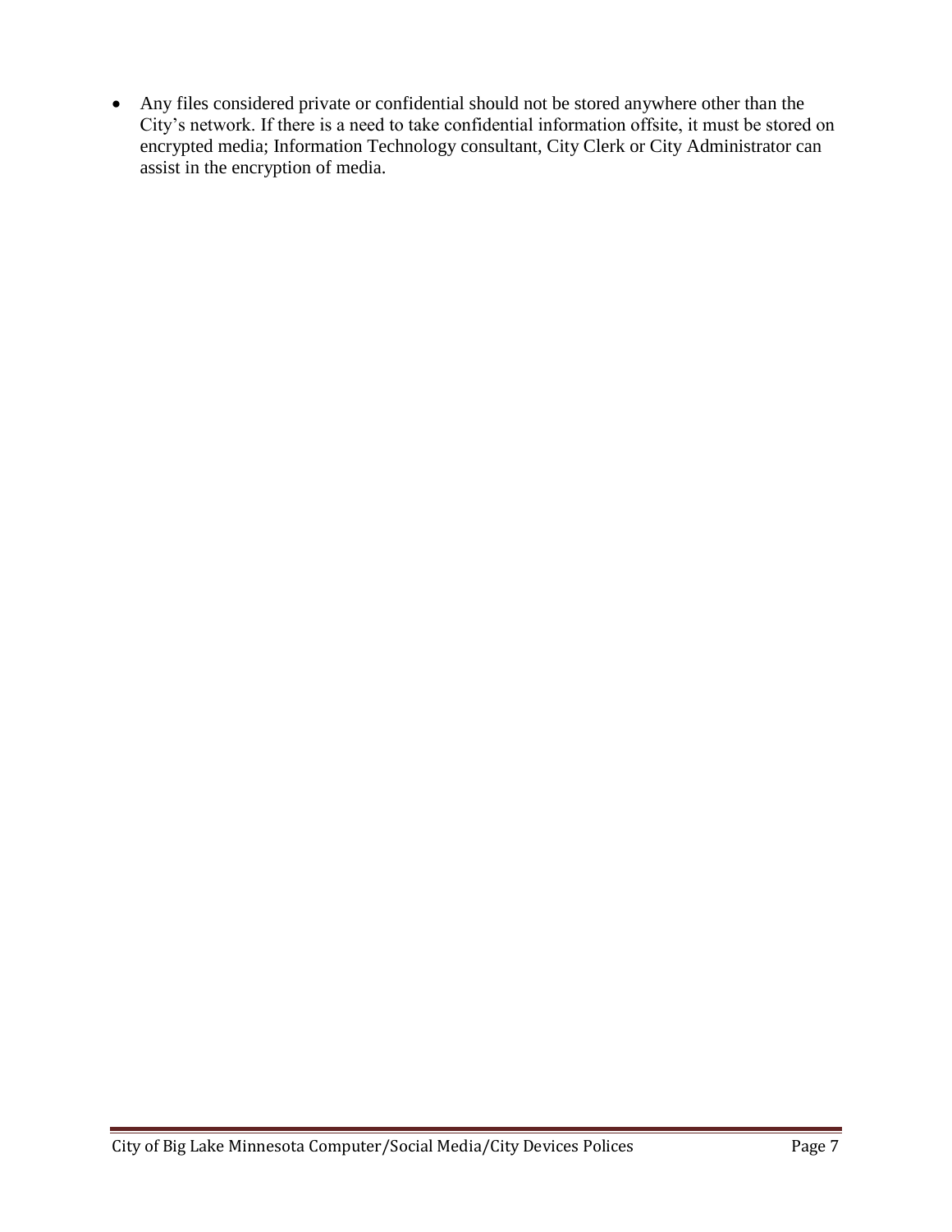- Any files considered private or confidential should not be stored anywhere other than the City's network. If there is a need to take confidential information offsite, it must be stored on encrypted media; Information Technology consultant, City Clerk or City Administrator can assist in the encryption of media.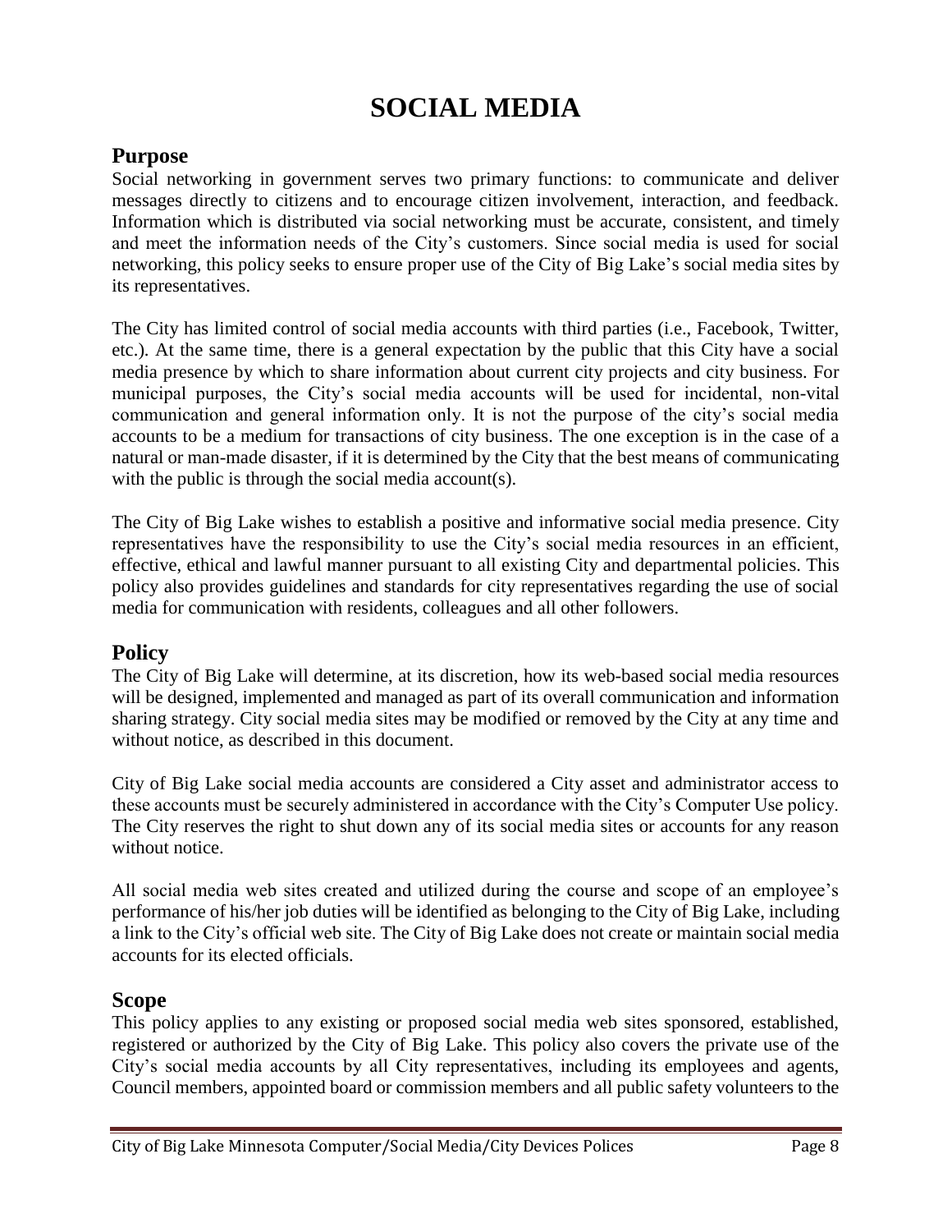# SOCIAL MEDIA

## Purpose

Social networking in government serves two primary functions: to communicate and deliver messages directly to citizens and to encourage citizen involvement, interaction, and feedback. Information which is distributed via social networking must be accurate, consistent, and timely and meet the information needs of the City's customers. Since social media is used for social networking, this policy seeks to ensure proper use of the City of Big Lake's social media sites by its representatives.

The City has limited control of social media accounts with third parties (i.e., Facebook, Twitter, etc.). At the same time, there is a general expectation by the public that this City have a social media presence by which to share information about current city projects and city business. For municipal purposes, the City's social media accounts will be used for incidental, non-vital communication and general information only. It is not the purpose of the city's social media accounts to be a medium for transactions of city business. The one exception is in the case of a natural or man-made disaster, if it is determined by the City that the best means of communicating with the public is through the social media account(s).

The City of Big Lake wishes to establish a positive and informative social media presence. City representatives have the responsibility to use the City's social media resources in an efficient, effective, ethical and lawful manner pursuant to all existing City and departmental policies. This policy also provides guidelines and standards for city representatives regarding the use of social media for communication with residents, colleagues and all other followers.

## Policy

The City of Big Lake will determine, at its discretion, how its web-based social media resources will be designed, implemented and managed as part of its overall communication and information sharing strategy. City social media sites may be modified or removed by the City at any time and without notice, as described in this document.

City of Big Lake social media accounts are considered a City asset and administrator access to these accounts must be securely administered in accordance with the City's Computer Use policy. The City reserves the right to shut down any of its social media sites or accounts for any reason without notice.

All social media web sites created and utilized during the course and scope of an employee's performance of his/her job duties will be identified as belonging to the City of Big Lake, including a link to the City's official web site. The City of Big Lake does not create or maintain social media accounts for its elected officials.

## Scope

This policy applies to any existing or proposed social media web sites sponsored, established, registered or authorized by the City of Big Lake. This policy also covers the private use of the City's social media accounts by all City representatives, including its employees and agents, Council members, appointed board or commission members and all public safety volunteers to the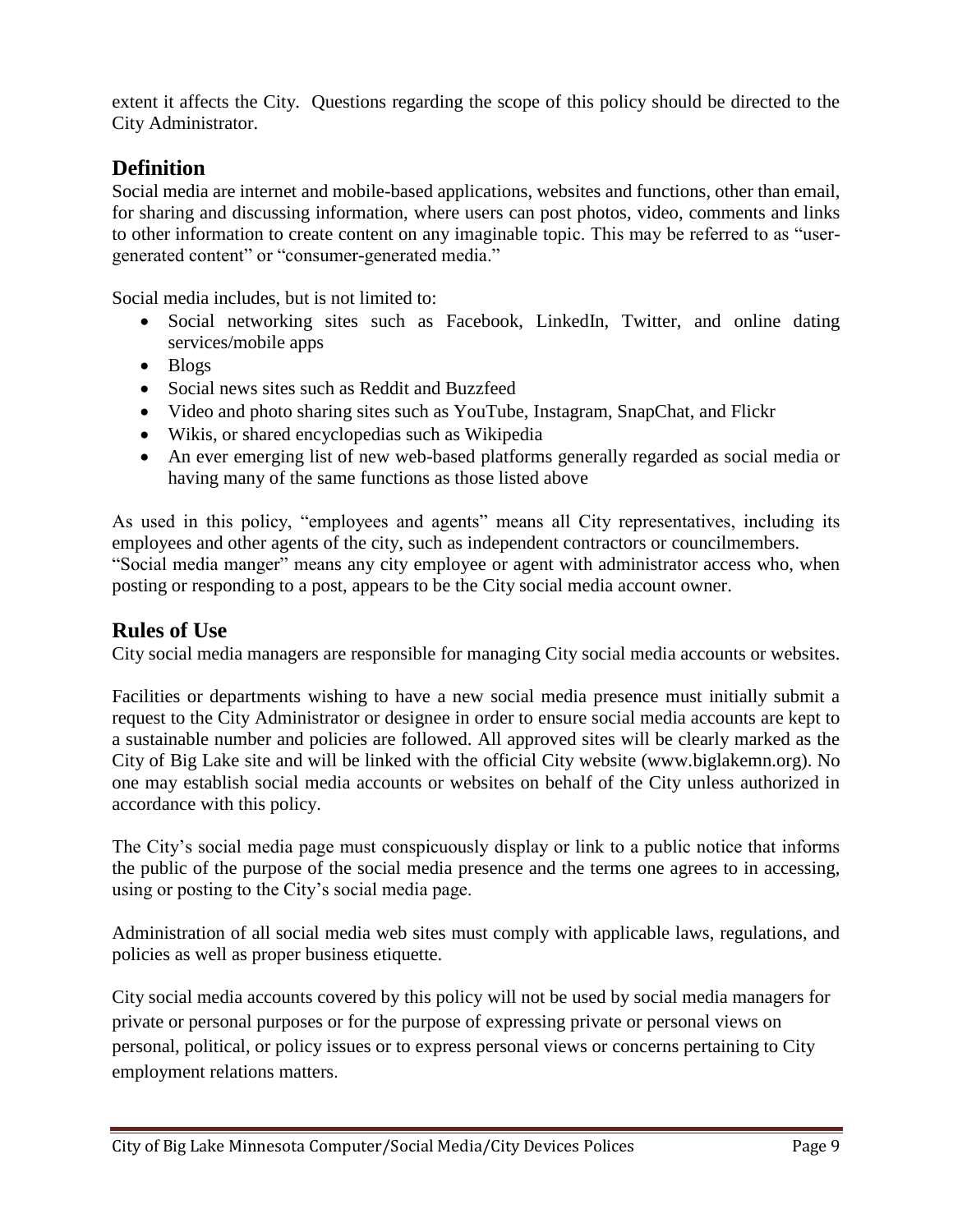extent it affects the City. Questions regarding the scope of this policy should be directed to the City Administrator.

## Definition

Social media are internet and mobile-based applications, websites and functions, other than email, for sharing and discussing information, where users can post photos, video, comments and links to other information to create content on any imaginable topic. This may be referred to as "user-generated content" or "consumer-generated media."

Social media includes, but is not limited to:

- Social networking sites such as Facebook, LinkedIn, Twitter, and online dating services/mobile apps
- Blogs
- Social news sites such as Reddit and Buzzfeed
- Video and photo sharing sites such as YouTube, Instagram, SnapChat, and Flickr
- Wikis, or shared encyclopedias such as Wikipedia
- An ever emerging list of new web-based platforms generally regarded as social media or having many of the same functions as those listed above

As used in this policy, "employees and agents" means all City representatives, including its employees and other agents of the city, such as independent contractors or councilmembers. "Social media manger" means any city employee or agent with administrator access who, when posting or responding to a post, appears to be the City social media account owner.

## Rules of Use

City social media managers are responsible for managing City social media accounts or websites.

Facilities or departments wishing to have a new social media presence must initially submit a request to the City Administrator or designee in order to ensure social media accounts are kept to a sustainable number and policies are followed. All approved sites will be clearly marked as the City of Big Lake site and will be linked with the official City website (www.biglakemn.org). No one may establish social media accounts or websites on behalf of the City unless authorized in accordance with this policy.

The City's social media page must conspicuously display or link to a public notice that informs the public of the purpose of the social media presence and the terms one agrees to in accessing, using or posting to the City's social media page.

Administration of all social media web sites must comply with applicable laws, regulations, and policies as well as proper business etiquette.

City social media accounts covered by this policy will not be used by social media managers for private or personal purposes or for the purpose of expressing private or personal views on personal, political, or policy issues or to express personal views or concerns pertaining to City employment relations matters.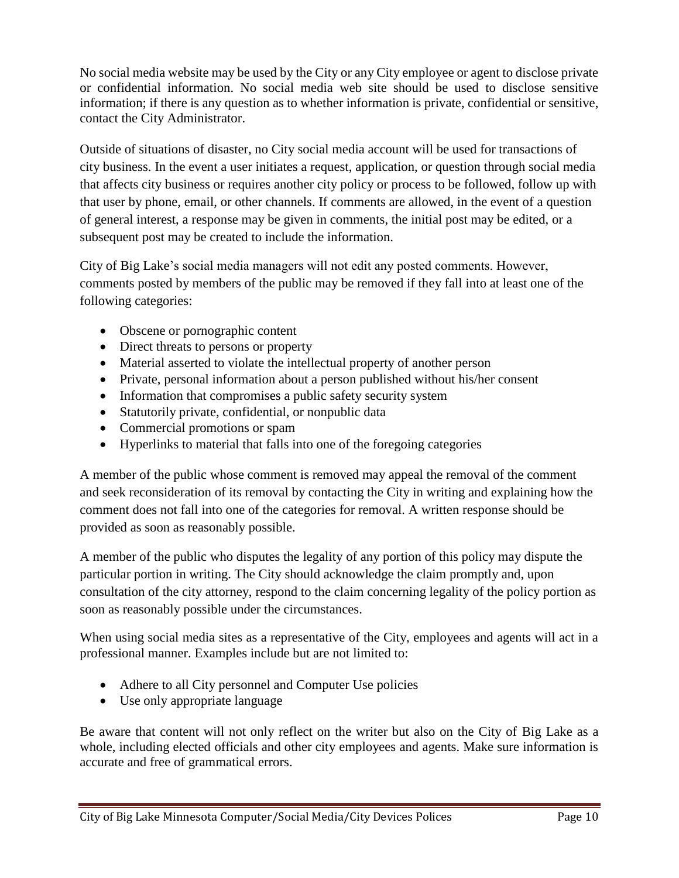No social media website may be used by the City or any City employee or agent to disclose private or confidential information. No social media web site should be used to disclose sensitive information; if there is any question as to whether information is private, confidential or sensitive, contact the City Administrator.

Outside of situations of disaster, no City social media account will be used for transactions of city business. In the event a user initiates a request, application, or question through social media that affects city business or requires another city policy or process to be followed, follow up with that user by phone, email, or other channels. If comments are allowed, in the event of a question of general interest, a response may be given in comments, the initial post may be edited, or a subsequent post may be created to include the information.

City of Big Lake's social media managers will not edit any posted comments. However, comments posted by members of the public may be removed if they fall into at least one of the following categories:

- Obscene or pornographic content
- Direct threats to persons or property
- Material asserted to violate the intellectual property of another person
- Private, personal information about a person published without his/her consent
- Information that compromises a public safety security system
- Statutorily private, confidential, or nonpublic data
- Commercial promotions or spam
- Hyperlinks to material that falls into one of the foregoing categories

A member of the public whose comment is removed may appeal the removal of the comment and seek reconsideration of its removal by contacting the City in writing and explaining how the comment does not fall into one of the categories for removal. A written response should be provided as soon as reasonably possible.

A member of the public who disputes the legality of any portion of this policy may dispute the particular portion in writing. The City should acknowledge the claim promptly and, upon consultation of the city attorney, respond to the claim concerning legality of the policy portion as soon as reasonably possible under the circumstances.

When using social media sites as a representative of the City, employees and agents will act in a professional manner. Examples include but are not limited to:

- Adhere to all City personnel and Computer Use policies
- Use only appropriate language

Be aware that content will not only reflect on the writer but also on the City of Big Lake as a whole, including elected officials and other city employees and agents. Make sure information is accurate and free of grammatical errors.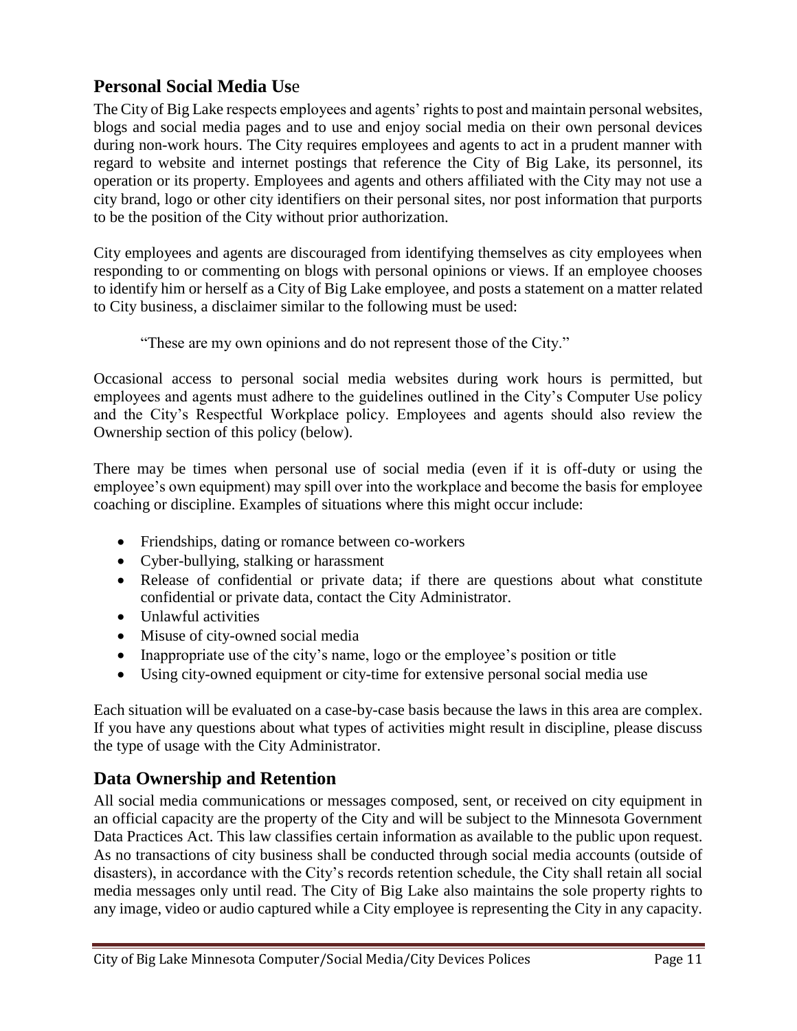## Personal Social Media Use

The City of Big Lake respects employees and agents' rights to post and maintain personal websites, blogs and social media pages and to use and enjoy social media on their own personal devices during non-work hours. The City requires employees and agents to act in a prudent manner with regard to website and internet postings that reference the City of Big Lake, its personnel, its operation or its property. Employees and agents and others affiliated with the City may not use a city brand, logo or other city identifiers on their personal sites, nor post information that purports to be the position of the City without prior authorization.

City employees and agents are discouraged from identifying themselves as city employees when responding to or commenting on blogs with personal opinions or views. If an employee chooses to identify him or herself as a City of Big Lake employee, and posts a statement on a matter related to City business, a disclaimer similar to the following must be used:

> "These are my own opinions and do not represent those of the City."

Occasional access to personal social media websites during work hours is permitted, but employees and agents must adhere to the guidelines outlined in the City's Computer Use policy and the City's Respectful Workplace policy. Employees and agents should also review the Ownership section of this policy (below).

There may be times when personal use of social media (even if it is off-duty or using the employee's own equipment) may spill over into the workplace and become the basis for employee coaching or discipline. Examples of situations where this might occur include:

- Friendships, dating or romance between co-workers
- Cyber-bullying, stalking or harassment
- Release of confidential or private data; if there are questions about what constitute confidential or private data, contact the City Administrator.
- Unlawful activities
- Misuse of city-owned social media
- Inappropriate use of the city's name, logo or the employee's position or title
- Using city-owned equipment or city-time for extensive personal social media use

Each situation will be evaluated on a case-by-case basis because the laws in this area are complex. If you have any questions about what types of activities might result in discipline, please discuss the type of usage with the City Administrator.

## Data Ownership and Retention

All social media communications or messages composed, sent, or received on city equipment in an official capacity are the property of the City and will be subject to the Minnesota Government Data Practices Act. This law classifies certain information as available to the public upon request. As no transactions of city business shall be conducted through social media accounts (outside of disasters), in accordance with the City's records retention schedule, the City shall retain all social media messages only until read. The City of Big Lake also maintains the sole property rights to any image, video or audio captured while a City employee is representing the City in any capacity.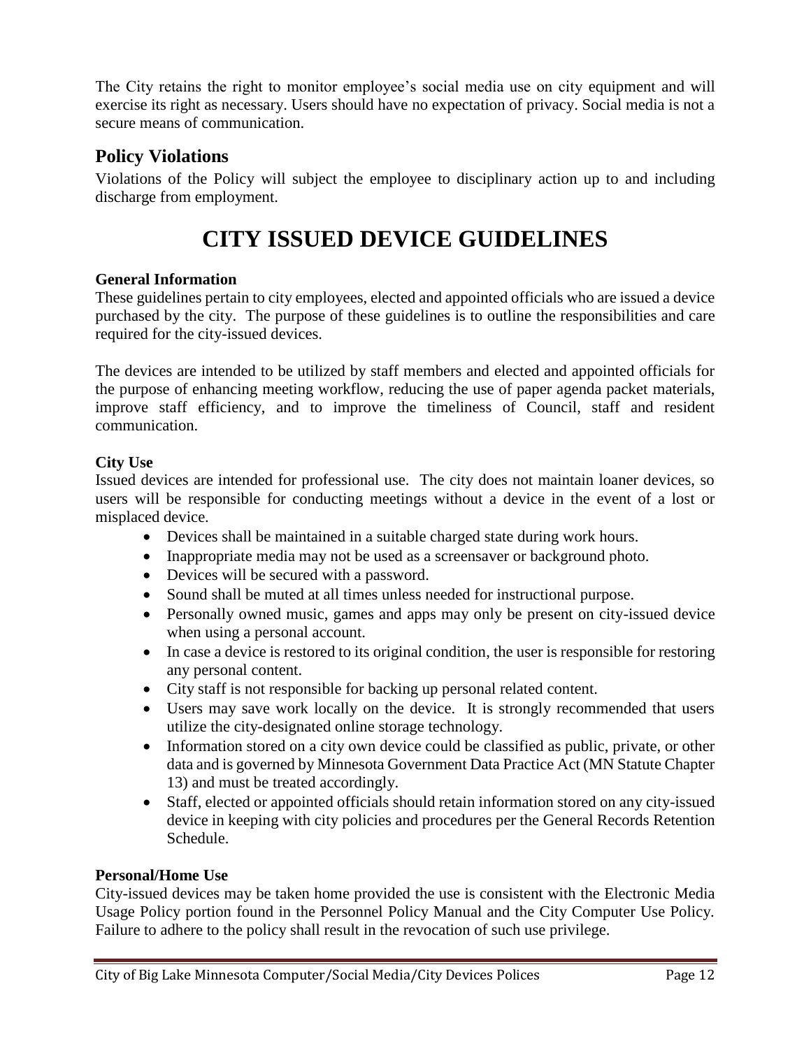The City retains the right to monitor employee's social media use on city equipment and will exercise its right as necessary. Users should have no expectation of privacy. Social media is not a secure means of communication.

## Policy Violations

Violations of the Policy will subject the employee to disciplinary action up to and including discharge from employment.

# CITY ISSUED DEVICE GUIDELINES

**General Information**

These guidelines pertain to city employees, elected and appointed officials who are issued a device purchased by the city. The purpose of these guidelines is to outline the responsibilities and care required for the city-issued devices.

The devices are intended to be utilized by staff members and elected and appointed officials for the purpose of enhancing meeting workflow, reducing the use of paper agenda packet materials, improve staff efficiency, and to improve the timeliness of Council, staff and resident communication.

**City Use**

Issued devices are intended for professional use. The city does not maintain loaner devices, so users will be responsible for conducting meetings without a device in the event of a lost or misplaced device.

- Devices shall be maintained in a suitable charged state during work hours.
- Inappropriate media may not be used as a screensaver or background photo.
- Devices will be secured with a password.
- Sound shall be muted at all times unless needed for instructional purpose.
- Personally owned music, games and apps may only be present on city-issued device when using a personal account.
- In case a device is restored to its original condition, the user is responsible for restoring any personal content.
- City staff is not responsible for backing up personal related content.
- Users may save work locally on the device. It is strongly recommended that users utilize the city-designated online storage technology.
- Information stored on a city own device could be classified as public, private, or other data and is governed by Minnesota Government Data Practice Act (MN Statute Chapter 13) and must be treated accordingly.
- Staff, elected or appointed officials should retain information stored on any city-issued device in keeping with city policies and procedures per the General Records Retention Schedule.

**Personal/Home Use**

City-issued devices may be taken home provided the use is consistent with the Electronic Media Usage Policy portion found in the Personnel Policy Manual and the City Computer Use Policy. Failure to adhere to the policy shall result in the revocation of such use privilege.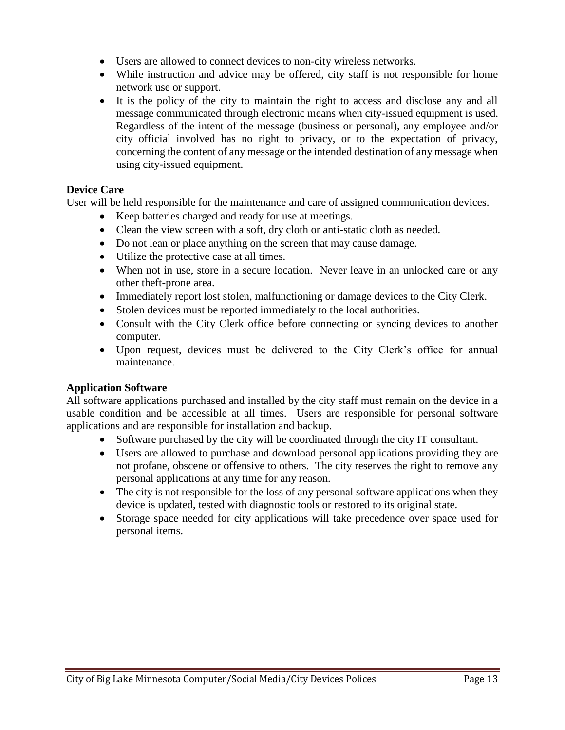- Users are allowed to connect devices to non-city wireless networks.
- While instruction and advice may be offered, city staff is not responsible for home network use or support.
- It is the policy of the city to maintain the right to access and disclose any and all message communicated through electronic means when city-issued equipment is used. Regardless of the intent of the message (business or personal), any employee and/or city official involved has no right to privacy, or to the expectation of privacy, concerning the content of any message or the intended destination of any message when using city-issued equipment.

**Device Care**

User will be held responsible for the maintenance and care of assigned communication devices.

- Keep batteries charged and ready for use at meetings.
- Clean the view screen with a soft, dry cloth or anti-static cloth as needed.
- Do not lean or place anything on the screen that may cause damage.
- Utilize the protective case at all times.
- When not in use, store in a secure location. Never leave in an unlocked care or any other theft-prone area.
- Immediately report lost stolen, malfunctioning or damage devices to the City Clerk.
- Stolen devices must be reported immediately to the local authorities.
- Consult with the City Clerk office before connecting or syncing devices to another computer.
- Upon request, devices must be delivered to the City Clerk's office for annual maintenance.

**Application Software**

All software applications purchased and installed by the city staff must remain on the device in a usable condition and be accessible at all times. Users are responsible for personal software applications and are responsible for installation and backup.

- Software purchased by the city will be coordinated through the city IT consultant.
- Users are allowed to purchase and download personal applications providing they are not profane, obscene or offensive to others. The city reserves the right to remove any personal applications at any time for any reason.
- The city is not responsible for the loss of any personal software applications when they device is updated, tested with diagnostic tools or restored to its original state.
- Storage space needed for city applications will take precedence over space used for personal items.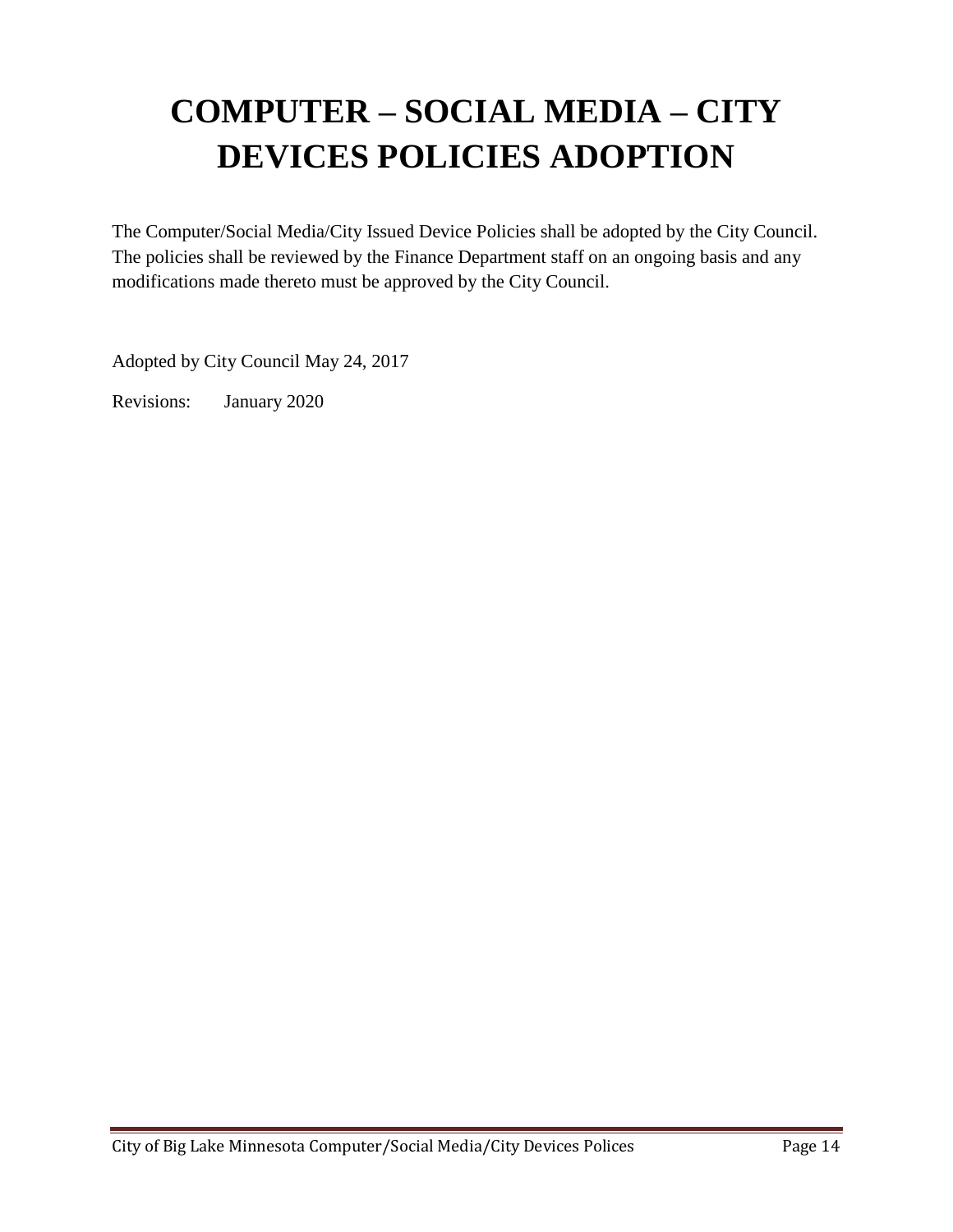# COMPUTER – SOCIAL MEDIA – CITY DEVICES POLICIES ADOPTION

The Computer/Social Media/City Issued Device Policies shall be adopted by the City Council. The policies shall be reviewed by the Finance Department staff on an ongoing basis and any modifications made thereto must be approved by the City Council.

Adopted by City Council May 24, 2017

Revisions: January 2020